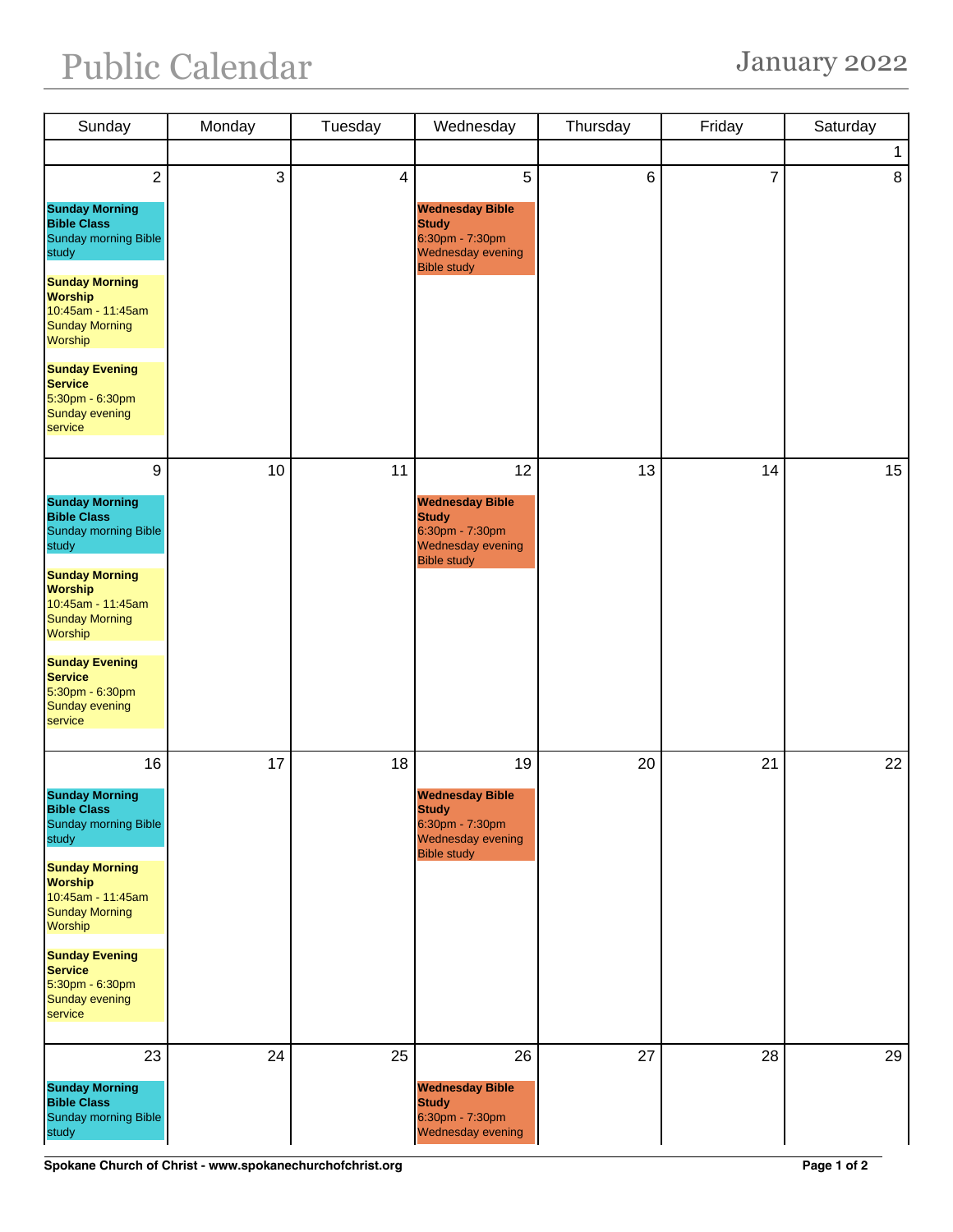# Public Calendar

## January 2022

| Sunday | Monday | Tuesday | Wednesday | Thursday | Friday | Saturday |
|---|---|---|---|---|---|---|
| | | | | | | 1 |
| 2<br><br>**Sunday Morning Bible Class**<br>Sunday morning Bible study<br><br>**Sunday Morning Worship**<br>10:45am - 11:45am<br>Sunday Morning Worship<br><br>**Sunday Evening Service**<br>5:30pm - 6:30pm<br>Sunday evening service | 3 | 4 | 5<br><br>**Wednesday Bible Study**<br>6:30pm - 7:30pm<br>Wednesday evening Bible study | 6 | 7 | 8 |
| 9<br><br>**Sunday Morning Bible Class**<br>Sunday morning Bible study<br><br>**Sunday Morning Worship**<br>10:45am - 11:45am<br>Sunday Morning Worship<br><br>**Sunday Evening Service**<br>5:30pm - 6:30pm<br>Sunday evening service | 10 | 11 | 12<br><br>**Wednesday Bible Study**<br>6:30pm - 7:30pm<br>Wednesday evening Bible study | 13 | 14 | 15 |
| 16<br><br>**Sunday Morning Bible Class**<br>Sunday morning Bible study<br><br>**Sunday Morning Worship**<br>10:45am - 11:45am<br>Sunday Morning Worship<br><br>**Sunday Evening Service**<br>5:30pm - 6:30pm<br>Sunday evening service | 17 | 18 | 19<br><br>**Wednesday Bible Study**<br>6:30pm - 7:30pm<br>Wednesday evening Bible study | 20 | 21 | 22 |
| 23<br><br>**Sunday Morning Bible Class**<br>Sunday morning Bible study | 24 | 25 | 26<br><br>**Wednesday Bible Study**<br>6:30pm - 7:30pm<br>Wednesday evening | 27 | 28 | 29 |

Spokane Church of Christ - www.spokanechurchofchrist.org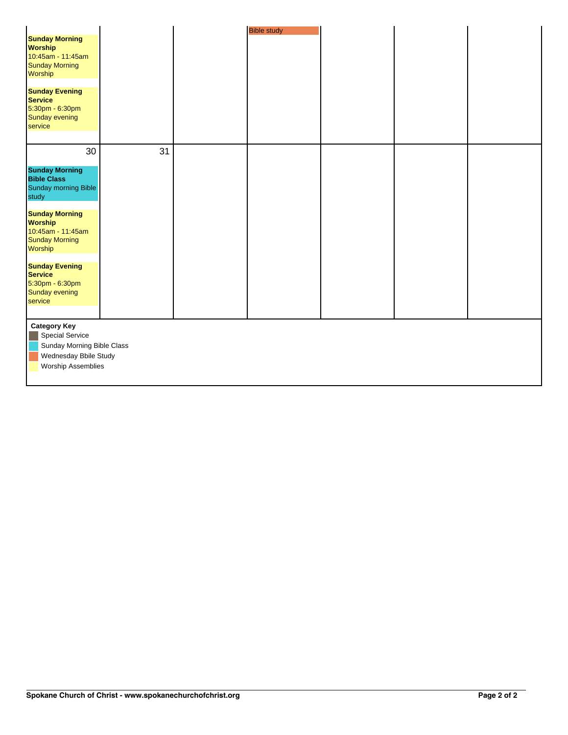| | | | | | | |
|---|---|---|---|---|---|---|
| **Sunday Morning Worship**<br>10:45am - 11:45am<br>Sunday Morning Worship<br><br>**Sunday Evening Service**<br>5:30pm - 6:30pm<br>Sunday evening service | | | Bible study | | | |
| 30<br><br>**Sunday Morning Bible Class**<br>Sunday morning Bible study<br><br>**Sunday Morning Worship**<br>10:45am - 11:45am<br>Sunday Morning Worship<br><br>**Sunday Evening Service**<br>5:30pm - 6:30pm<br>Sunday evening service | 31 | | | | | |

**Category Key**

- Special Service
- Sunday Morning Bible Class
- Wednesday Bbile Study
- Worship Assemblies